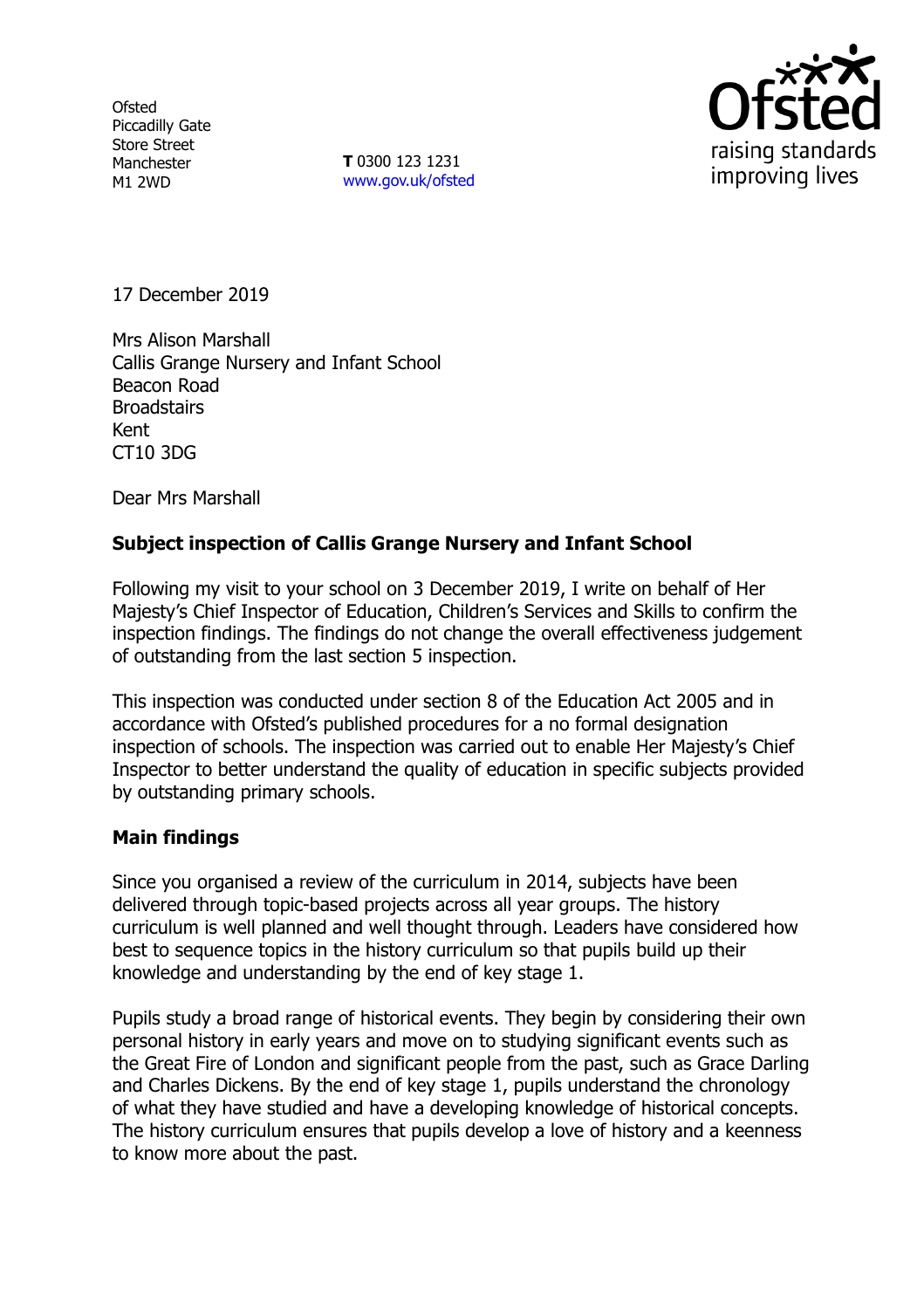Ofsted
Piccadilly Gate
Store Street
Manchester
M1 2WD

**T** 0300 123 1231
www.gov.uk/ofsted

17 December 2019

Mrs Alison Marshall
Callis Grange Nursery and Infant School
Beacon Road
Broadstairs
Kent
CT10 3DG

Dear Mrs Marshall

**Subject inspection of Callis Grange Nursery and Infant School**

Following my visit to your school on 3 December 2019, I write on behalf of Her Majesty's Chief Inspector of Education, Children's Services and Skills to confirm the inspection findings. The findings do not change the overall effectiveness judgement of outstanding from the last section 5 inspection.

This inspection was conducted under section 8 of the Education Act 2005 and in accordance with Ofsted's published procedures for a no formal designation inspection of schools. The inspection was carried out to enable Her Majesty's Chief Inspector to better understand the quality of education in specific subjects provided by outstanding primary schools.

**Main findings**

Since you organised a review of the curriculum in 2014, subjects have been delivered through topic-based projects across all year groups. The history curriculum is well planned and well thought through. Leaders have considered how best to sequence topics in the history curriculum so that pupils build up their knowledge and understanding by the end of key stage 1.

Pupils study a broad range of historical events. They begin by considering their own personal history in early years and move on to studying significant events such as the Great Fire of London and significant people from the past, such as Grace Darling and Charles Dickens. By the end of key stage 1, pupils understand the chronology of what they have studied and have a developing knowledge of historical concepts. The history curriculum ensures that pupils develop a love of history and a keenness to know more about the past.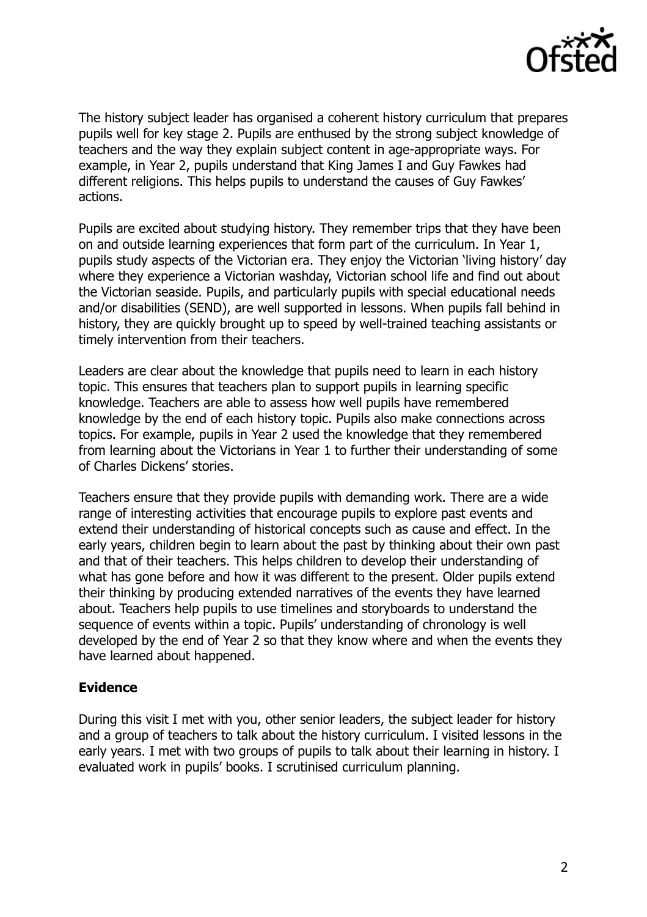The history subject leader has organised a coherent history curriculum that prepares pupils well for key stage 2. Pupils are enthused by the strong subject knowledge of teachers and the way they explain subject content in age-appropriate ways. For example, in Year 2, pupils understand that King James I and Guy Fawkes had different religions. This helps pupils to understand the causes of Guy Fawkes' actions.

Pupils are excited about studying history. They remember trips that they have been on and outside learning experiences that form part of the curriculum. In Year 1, pupils study aspects of the Victorian era. They enjoy the Victorian 'living history' day where they experience a Victorian washday, Victorian school life and find out about the Victorian seaside. Pupils, and particularly pupils with special educational needs and/or disabilities (SEND), are well supported in lessons. When pupils fall behind in history, they are quickly brought up to speed by well-trained teaching assistants or timely intervention from their teachers.

Leaders are clear about the knowledge that pupils need to learn in each history topic. This ensures that teachers plan to support pupils in learning specific knowledge. Teachers are able to assess how well pupils have remembered knowledge by the end of each history topic. Pupils also make connections across topics. For example, pupils in Year 2 used the knowledge that they remembered from learning about the Victorians in Year 1 to further their understanding of some of Charles Dickens' stories.

Teachers ensure that they provide pupils with demanding work. There are a wide range of interesting activities that encourage pupils to explore past events and extend their understanding of historical concepts such as cause and effect. In the early years, children begin to learn about the past by thinking about their own past and that of their teachers. This helps children to develop their understanding of what has gone before and how it was different to the present. Older pupils extend their thinking by producing extended narratives of the events they have learned about. Teachers help pupils to use timelines and storyboards to understand the sequence of events within a topic. Pupils' understanding of chronology is well developed by the end of Year 2 so that they know where and when the events they have learned about happened.

### Evidence

During this visit I met with you, other senior leaders, the subject leader for history and a group of teachers to talk about the history curriculum. I visited lessons in the early years. I met with two groups of pupils to talk about their learning in history. I evaluated work in pupils' books. I scrutinised curriculum planning.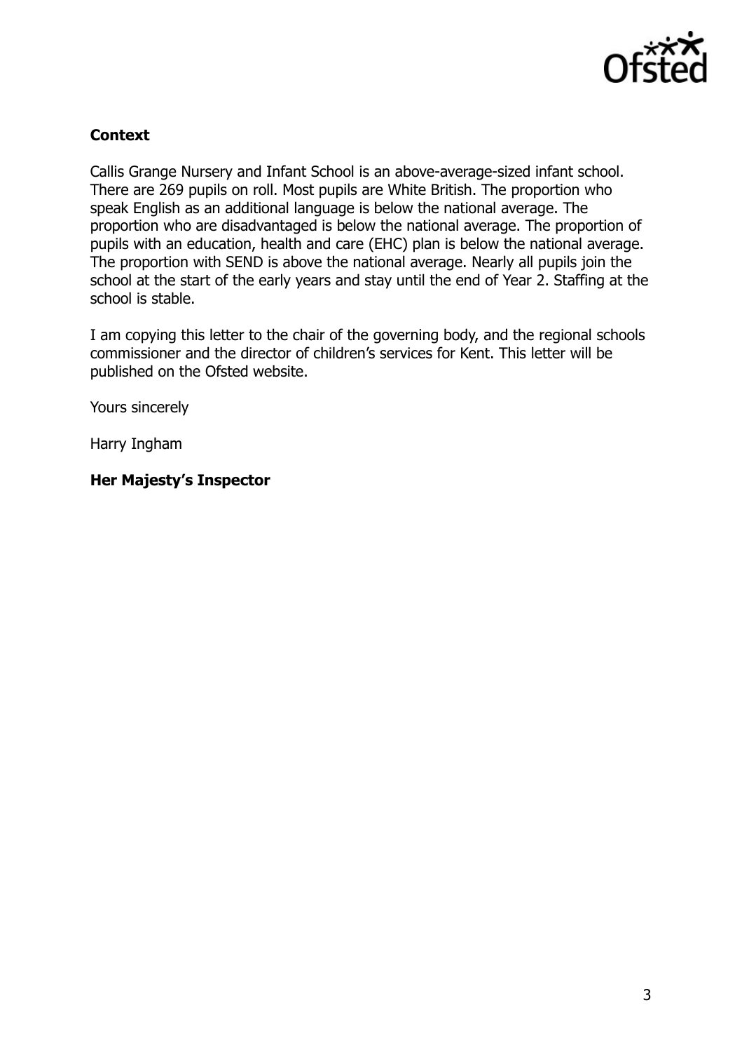**Context**

Callis Grange Nursery and Infant School is an above-average-sized infant school. There are 269 pupils on roll. Most pupils are White British. The proportion who speak English as an additional language is below the national average. The proportion who are disadvantaged is below the national average. The proportion of pupils with an education, health and care (EHC) plan is below the national average. The proportion with SEND is above the national average. Nearly all pupils join the school at the start of the early years and stay until the end of Year 2. Staffing at the school is stable.

I am copying this letter to the chair of the governing body, and the regional schools commissioner and the director of children's services for Kent. This letter will be published on the Ofsted website.

Yours sincerely

Harry Ingham

**Her Majesty's Inspector**